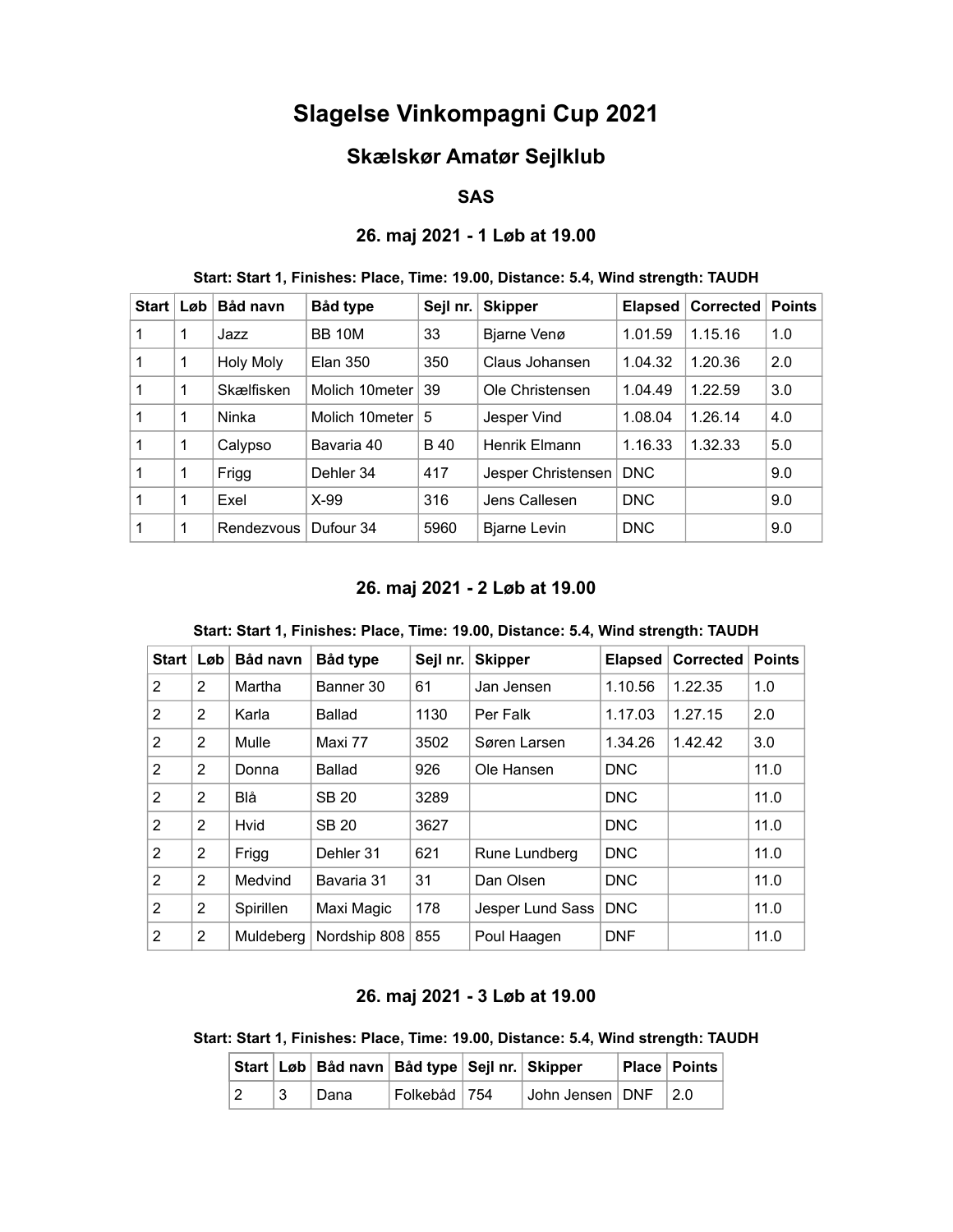# Slagelse Vinkompagni Cup 2021

## Skælskør Amatør Sejlklub

### SAS

### 26. maj 2021 - 1 Løb at 19.00

**Start: Start 1, Finishes: Place, Time: 19.00, Distance: 5.4, Wind strength: TAUDH**

| Start | Løb | Båd navn | Båd type | Sejl nr. | Skipper | Elapsed | Corrected | Points |
|---|---|---|---|---|---|---|---|---|
| 1 | 1 | Jazz | BB 10M | 33 | Bjarne Venø | 1.01.59 | 1.15.16 | 1.0 |
| 1 | 1 | Holy Moly | Elan 350 | 350 | Claus Johansen | 1.04.32 | 1.20.36 | 2.0 |
| 1 | 1 | Skælfisken | Molich 10meter | 39 | Ole Christensen | 1.04.49 | 1.22.59 | 3.0 |
| 1 | 1 | Ninka | Molich 10meter | 5 | Jesper Vind | 1.08.04 | 1.26.14 | 4.0 |
| 1 | 1 | Calypso | Bavaria 40 | B 40 | Henrik Elmann | 1.16.33 | 1.32.33 | 5.0 |
| 1 | 1 | Frigg | Dehler 34 | 417 | Jesper Christensen | DNC | | 9.0 |
| 1 | 1 | Exel | X-99 | 316 | Jens Callesen | DNC | | 9.0 |
| 1 | 1 | Rendezvous | Dufour 34 | 5960 | Bjarne Levin | DNC | | 9.0 |

### 26. maj 2021 - 2 Løb at 19.00

**Start: Start 1, Finishes: Place, Time: 19.00, Distance: 5.4, Wind strength: TAUDH**

| Start | Løb | Båd navn | Båd type | Sejl nr. | Skipper | Elapsed | Corrected | Points |
|---|---|---|---|---|---|---|---|---|
| 2 | 2 | Martha | Banner 30 | 61 | Jan Jensen | 1.10.56 | 1.22.35 | 1.0 |
| 2 | 2 | Karla | Ballad | 1130 | Per Falk | 1.17.03 | 1.27.15 | 2.0 |
| 2 | 2 | Mulle | Maxi 77 | 3502 | Søren Larsen | 1.34.26 | 1.42.42 | 3.0 |
| 2 | 2 | Donna | Ballad | 926 | Ole Hansen | DNC | | 11.0 |
| 2 | 2 | Blå | SB 20 | 3289 | | DNC | | 11.0 |
| 2 | 2 | Hvid | SB 20 | 3627 | | DNC | | 11.0 |
| 2 | 2 | Frigg | Dehler 31 | 621 | Rune Lundberg | DNC | | 11.0 |
| 2 | 2 | Medvind | Bavaria 31 | 31 | Dan Olsen | DNC | | 11.0 |
| 2 | 2 | Spirillen | Maxi Magic | 178 | Jesper Lund Sass | DNC | | 11.0 |
| 2 | 2 | Muldeberg | Nordship 808 | 855 | Poul Haagen | DNF | | 11.0 |

### 26. maj 2021 - 3 Løb at 19.00

**Start: Start 1, Finishes: Place, Time: 19.00, Distance: 5.4, Wind strength: TAUDH**

| Start | Løb | Båd navn | Båd type | Sejl nr. | Skipper | Place | Points |
|---|---|---|---|---|---|---|---|
| 2 | 3 | Dana | Folkebåd | 754 | John Jensen | DNF | 2.0 |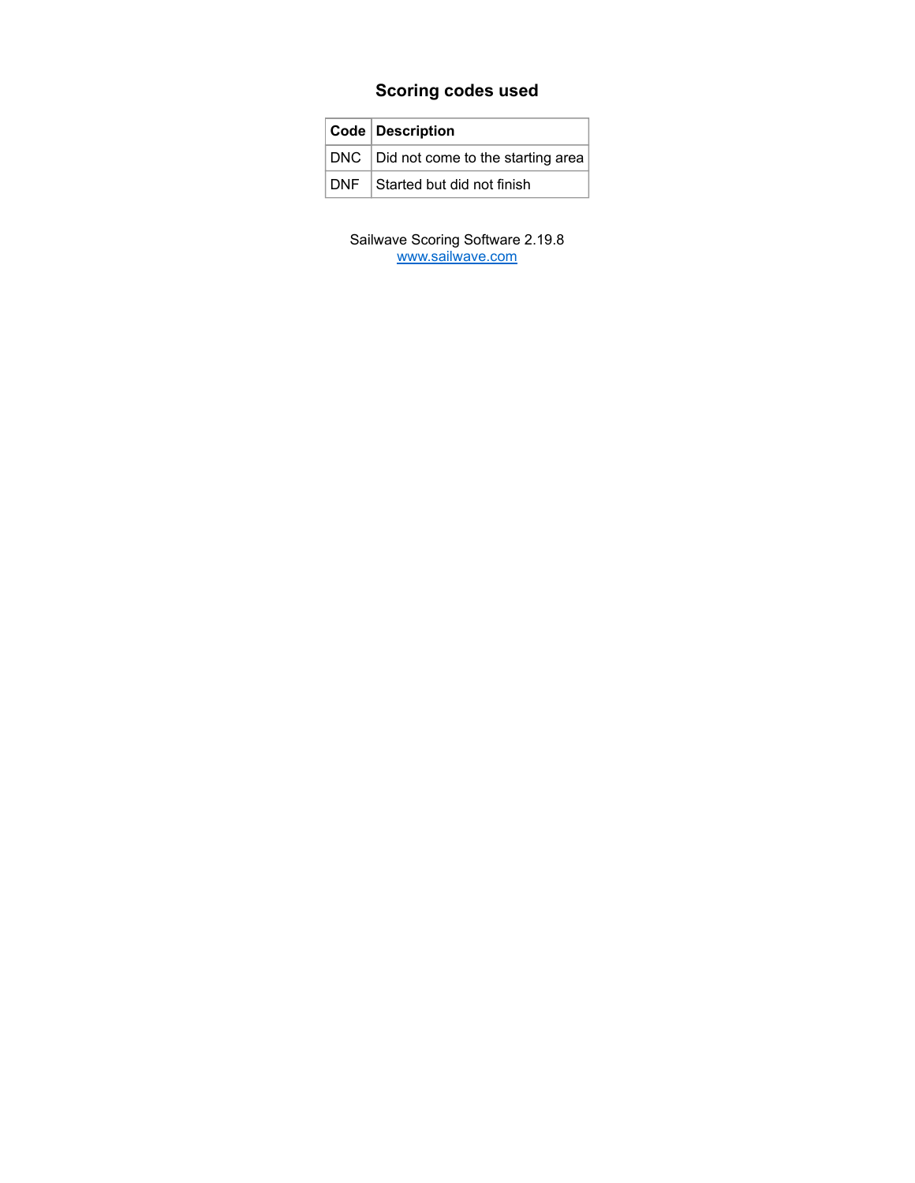### Scoring codes used

| Code | Description |
|---|---|
| DNC | Did not come to the starting area |
| DNF | Started but did not finish |

Sailwave Scoring Software 2.19.8
www.sailwave.com